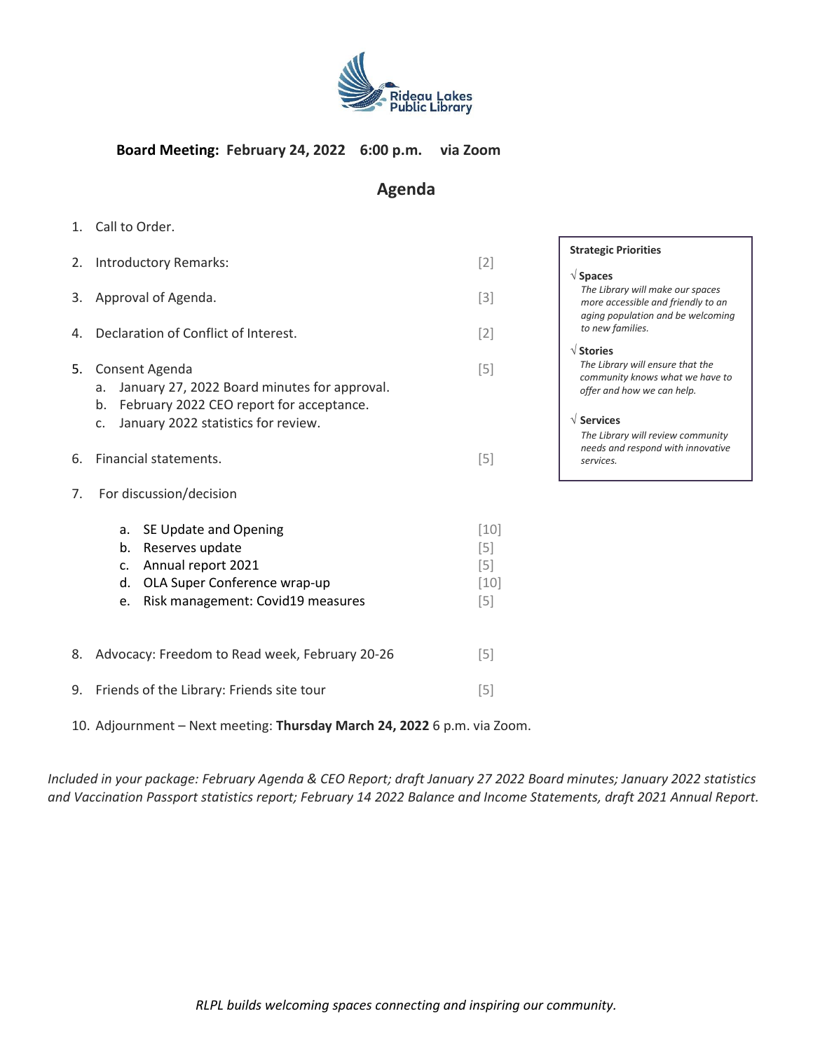Rideau Lakes Public Library

**Board Meeting: February 24, 2022 6:00 p.m. via Zoom**

## Agenda

1. Call to Order.
2. Introductory Remarks: [2]
3. Approval of Agenda. [3]
4. Declaration of Conflict of Interest. [2]
5. Consent Agenda [5]
   a. January 27, 2022 Board minutes for approval.
   b. February 2022 CEO report for acceptance.
   c. January 2022 statistics for review.
6. Financial statements. [5]
7. For discussion/decision
   a. SE Update and Opening [10]
   b. Reserves update [5]
   c. Annual report 2021 [5]
   d. OLA Super Conference wrap-up [10]
   e. Risk management: Covid19 measures [5]
8. Advocacy: Freedom to Read week, February 20-26 [5]
9. Friends of the Library: Friends site tour [5]
10. Adjournment – Next meeting: **Thursday March 24, 2022** 6 p.m. via Zoom.

**Strategic Priorities**

√ **Spaces**
*The Library will make our spaces more accessible and friendly to an aging population and be welcoming to new families.*

√ **Stories**
*The Library will ensure that the community knows what we have to offer and how we can help.*

√ **Services**
*The Library will review community needs and respond with innovative services.*

*Included in your package: February Agenda & CEO Report; draft January 27 2022 Board minutes; January 2022 statistics and Vaccination Passport statistics report; February 14 2022 Balance and Income Statements, draft 2021 Annual Report.*

*RLPL builds welcoming spaces connecting and inspiring our community.*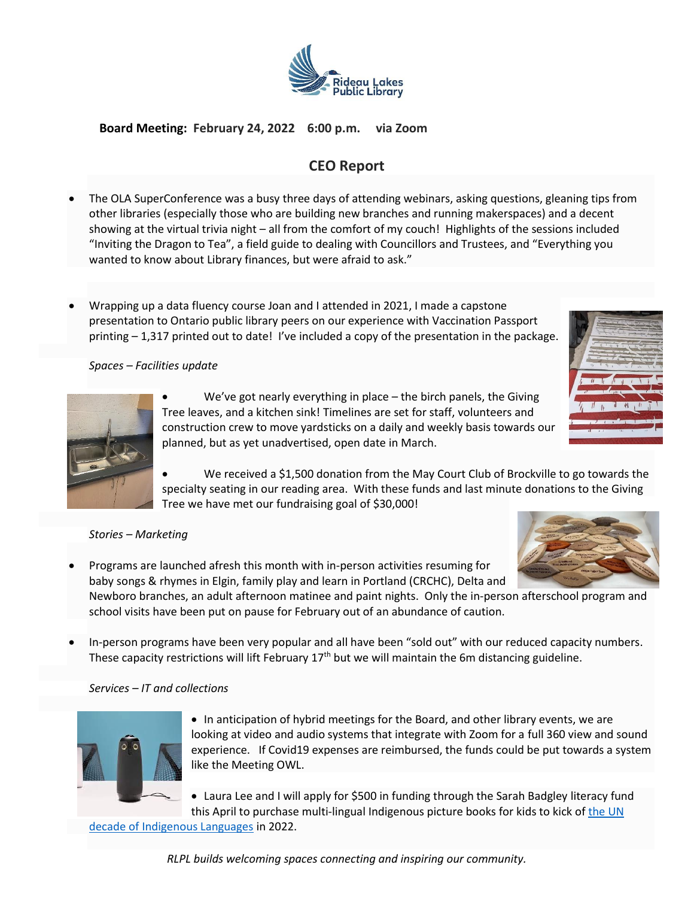**Board Meeting: February 24, 2022 6:00 p.m. via Zoom**

## CEO Report

- The OLA SuperConference was a busy three days of attending webinars, asking questions, gleaning tips from other libraries (especially those who are building new branches and running makerspaces) and a decent showing at the virtual trivia night – all from the comfort of my couch! Highlights of the sessions included "Inviting the Dragon to Tea", a field guide to dealing with Councillors and Trustees, and "Everything you wanted to know about Library finances, but were afraid to ask."

- Wrapping up a data fluency course Joan and I attended in 2021, I made a capstone presentation to Ontario public library peers on our experience with Vaccination Passport printing – 1,317 printed out to date! I've included a copy of the presentation in the package.

*Spaces – Facilities update*

- We've got nearly everything in place – the birch panels, the Giving Tree leaves, and a kitchen sink! Timelines are set for staff, volunteers and construction crew to move yardsticks on a daily and weekly basis towards our planned, but as yet unadvertised, open date in March.

- We received a $1,500 donation from the May Court Club of Brockville to go towards the specialty seating in our reading area. With these funds and last minute donations to the Giving Tree we have met our fundraising goal of $30,000!

*Stories – Marketing*

- Programs are launched afresh this month with in-person activities resuming for baby songs & rhymes in Elgin, family play and learn in Portland (CRCHC), Delta and Newboro branches, an adult afternoon matinee and paint nights. Only the in-person afterschool program and school visits have been put on pause for February out of an abundance of caution.

- In-person programs have been very popular and all have been "sold out" with our reduced capacity numbers. These capacity restrictions will lift February 17th but we will maintain the 6m distancing guideline.

*Services – IT and collections*

- In anticipation of hybrid meetings for the Board, and other library events, we are looking at video and audio systems that integrate with Zoom for a full 360 view and sound experience. If Covid19 expenses are reimbursed, the funds could be put towards a system like the Meeting OWL.

- Laura Lee and I will apply for $500 in funding through the Sarah Badgley literacy fund this April to purchase multi-lingual Indigenous picture books for kids to kick of the UN decade of Indigenous Languages in 2022.

*RLPL builds welcoming spaces connecting and inspiring our community.*